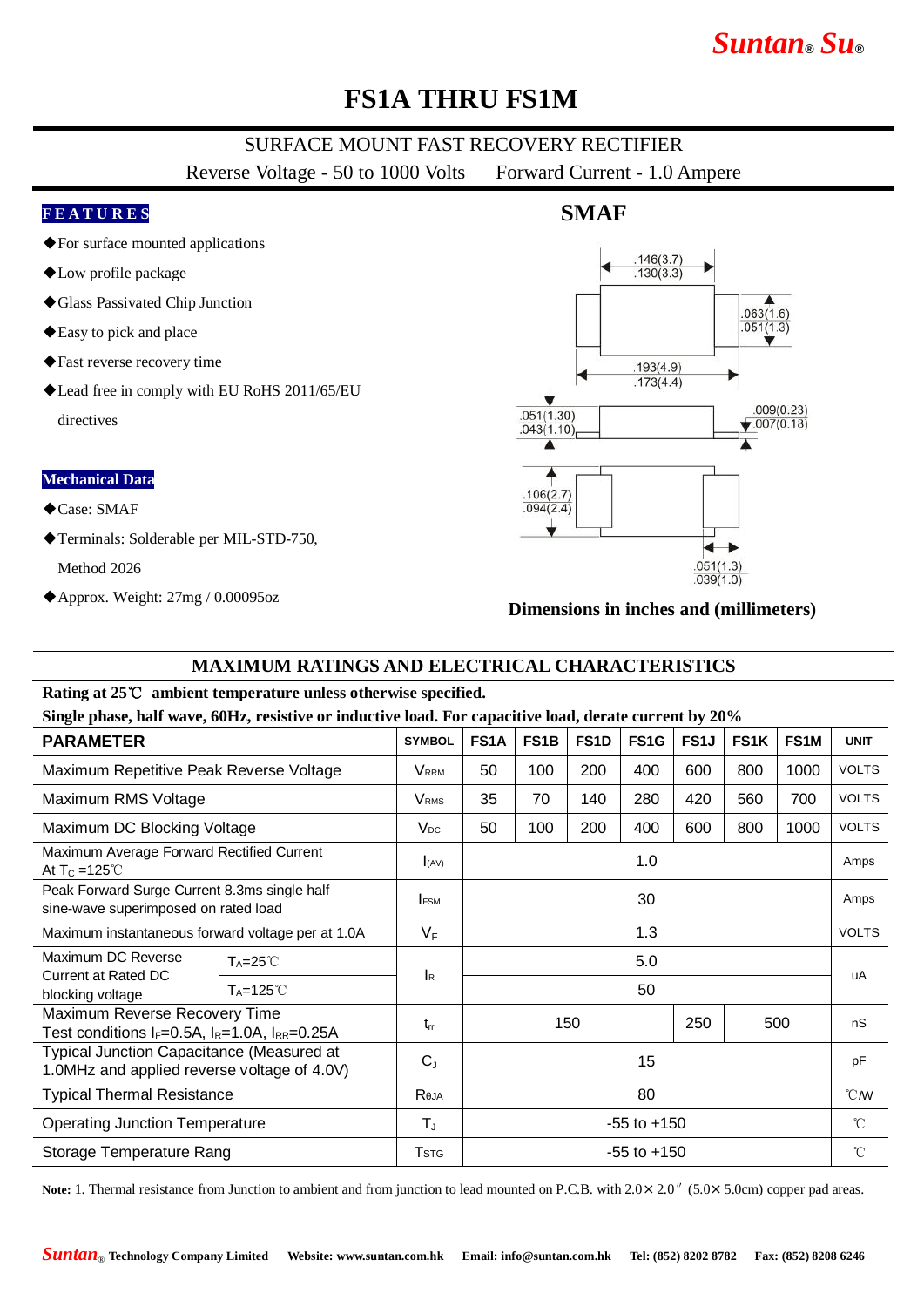# FS1A THRU FS1M

SURFACE MOUNT FAST RECOVERY RECTIFIER

Reverse Voltage - 50 to 1000 Volts     Forward Current - 1.0 Ampere

**FEATURES**

- ◆For surface mounted applications
- ◆Low profile package
- ◆Glass Passivated Chip Junction
- ◆Easy to pick and place
- ◆Fast reverse recovery time
- ◆Lead free in comply with EU RoHS 2011/65/EU directives

**Mechanical Data**

- ◆Case: SMAF
- ◆Terminals: Solderable per MIL-STD-750, Method 2026
- ◆Approx. Weight: 27mg / 0.00095oz

**SMAF**

.146(3.7)
.130(3.3)

.063(1.6)
.051(1.3)

.193(4.9)
.173(4.4)

.051(1.30)
.043(1.10)

.009(0.23)
.007(0.18)

.106(2.7)
.094(2.4)

.051(1.3)
.039(1.0)

**Dimensions in inches and (millimeters)**

## MAXIMUM RATINGS AND ELECTRICAL CHARACTERISTICS

**Rating at 25℃ ambient temperature unless otherwise specified.**

**Single phase, half wave, 60Hz, resistive or inductive load. For capacitive load, derate current by 20%**

| PARAMETER | | SYMBOL | FS1A | FS1B | FS1D | FS1G | FS1J | FS1K | FS1M | UNIT |
|---|---|---|---|---|---|---|---|---|---|---|
| Maximum Repetitive Peak Reverse Voltage | | $V_{RRM}$ | 50 | 100 | 200 | 400 | 600 | 800 | 1000 | VOLTS |
| Maximum RMS Voltage | | $V_{RMS}$ | 35 | 70 | 140 | 280 | 420 | 560 | 700 | VOLTS |
| Maximum DC Blocking Voltage | | $V_{DC}$ | 50 | 100 | 200 | 400 | 600 | 800 | 1000 | VOLTS |
| Maximum Average Forward Rectified Current At $T_C$ =125℃ | | $I_{(AV)}$ | 1.0 | | | | | | | Amps |
| Peak Forward Surge Current 8.3ms single half sine-wave superimposed on rated load | | $I_{FSM}$ | 30 | | | | | | | Amps |
| Maximum instantaneous forward voltage per at 1.0A | | $V_F$ | 1.3 | | | | | | | VOLTS |
| Maximum DC Reverse Current at Rated DC blocking voltage | $T_A$=25℃ | $I_R$ | 5.0 | | | | | | | uA |
| | $T_A$=125℃ | | 50 | | | | | | | |
| Maximum Reverse Recovery Time Test conditions $I_F$=0.5A, $I_R$=1.0A, $I_{RR}$=0.25A | | $t_{rr}$ | 150 | | | | 250 | 500 | | nS |
| Typical Junction Capacitance (Measured at 1.0MHz and applied reverse voltage of 4.0V) | | $C_J$ | 15 | | | | | | | pF |
| Typical Thermal Resistance | | $R_{θJA}$ | 80 | | | | | | | ℃/W |
| Operating Junction Temperature | | $T_J$ | -55 to +150 | | | | | | | ℃ |
| Storage Temperature Rang | | $T_{STG}$ | -55 to +150 | | | | | | | ℃ |

**Note:** 1. Thermal resistance from Junction to ambient and from junction to lead mounted on P.C.B. with 2.0× 2.0″ (5.0× 5.0cm) copper pad areas.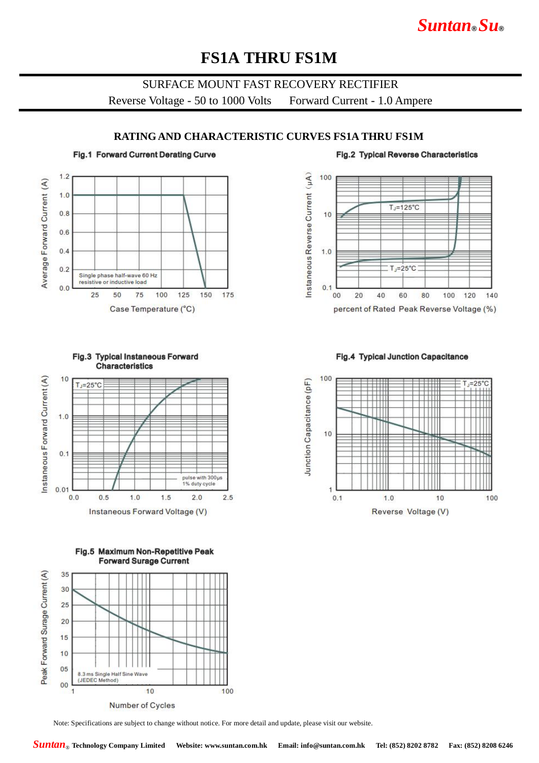# FS1A THRU FS1M

SURFACE MOUNT FAST RECOVERY RECTIFIER

Reverse Voltage - 50 to 1000 Volts Forward Current - 1.0 Ampere

## RATING AND CHARACTERISTIC CURVES FS1A THRU FS1M

**Fig.1 Forward Current Derating Curve**

Average Forward Current (A)

1.2
1.0
0.8
0.6
0.4
0.2
0.0

25 50 75 100 125 150 175

Single phase half-wave 60 Hz
resistive or inductive load

Case Temperature (°C)

**Fig.2 Typical Reverse Characteristics**

Instaneous Reverse Current (μA)

100
10
1.0
0.1

00 20 40 60 80 100 120 140

$T_J$=125°C

$T_J$=25°C

percent of Rated Peak Reverse Voltage (%)

**Fig.3 Typical Instaneous Forward Characteristics**

Instaneous Forward Current (A)

10
1.0
0.1
0.01

0.0 0.5 1.0 1.5 2.0 2.5

$T_J$=25°C

pulse with 300μs
1% duty cycle

Instaneous Forward Voltage (V)

**Fig.4 Typical Junction Capacitance**

Junction Capacitance (pF)

100
10
1

0.1 1.0 10 100

$T_J$=25°C

Reverse Voltage (V)

**Fig.5 Maximum Non-Repetitive Peak Forward Surage Current**

Peak Forward Surage Current (A)

35
30
25
20
15
10
05
00

1 10 100

8.3 ms Single Half Sine Wave
(JEDEC Method)

Number of Cycles

Note: Specifications are subject to change without notice. For more detail and update, please visit our website.